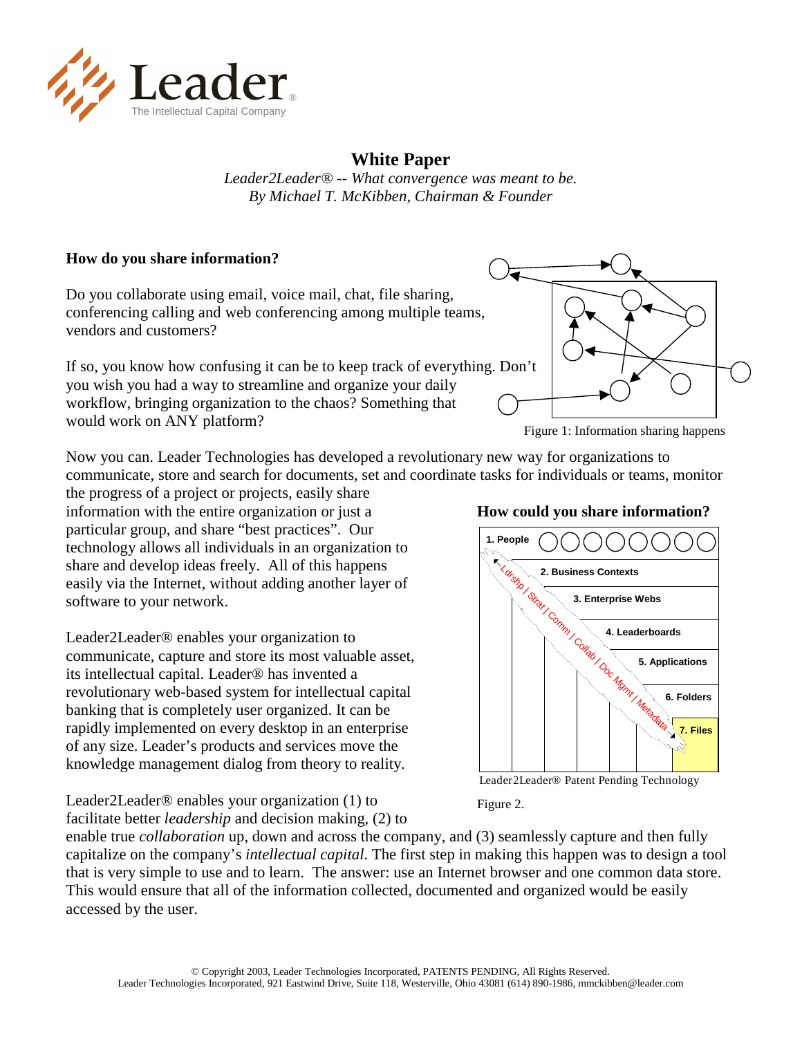Leader
The Intellectual Capital Company

# White Paper

*Leader2Leader® -- What convergence was meant to be.*
*By Michael T. McKibben, Chairman & Founder*

## How do you share information?

Do you collaborate using email, voice mail, chat, file sharing, conferencing calling and web conferencing among multiple teams, vendors and customers?

If so, you know how confusing it can be to keep track of everything. Don't you wish you had a way to streamline and organize your daily workflow, bringing organization to the chaos? Something that would work on ANY platform?

Figure 1: Information sharing happens

Now you can. Leader Technologies has developed a revolutionary new way for organizations to communicate, store and search for documents, set and coordinate tasks for individuals or teams, monitor the progress of a project or projects, easily share information with the entire organization or just a particular group, and share "best practices". Our technology allows all individuals in an organization to share and develop ideas freely. All of this happens easily via the Internet, without adding another layer of software to your network.

## How could you share information?

1. People
2. Business Contexts
3. Enterprise Webs
4. Leaderboards
5. Applications
6. Folders
7. Files

Ldrshp | Strat | Comm | Collab | Doc Mgmt | Metadata

Leader2Leader® Patent Pending Technology

Figure 2.

Leader2Leader® enables your organization to communicate, capture and store its most valuable asset, its intellectual capital. Leader® has invented a revolutionary web-based system for intellectual capital banking that is completely user organized. It can be rapidly implemented on every desktop in an enterprise of any size. Leader's products and services move the knowledge management dialog from theory to reality.

Leader2Leader® enables your organization (1) to facilitate better *leadership* and decision making, (2) to enable true *collaboration* up, down and across the company, and (3) seamlessly capture and then fully capitalize on the company's *intellectual capital*. The first step in making this happen was to design a tool that is very simple to use and to learn. The answer: use an Internet browser and one common data store. This would ensure that all of the information collected, documented and organized would be easily accessed by the user.

© Copyright 2003, Leader Technologies Incorporated, PATENTS PENDING, All Rights Reserved.
Leader Technologies Incorporated, 921 Eastwind Drive, Suite 118, Westerville, Ohio 43081 (614) 890-1986, mmckibben@leader.com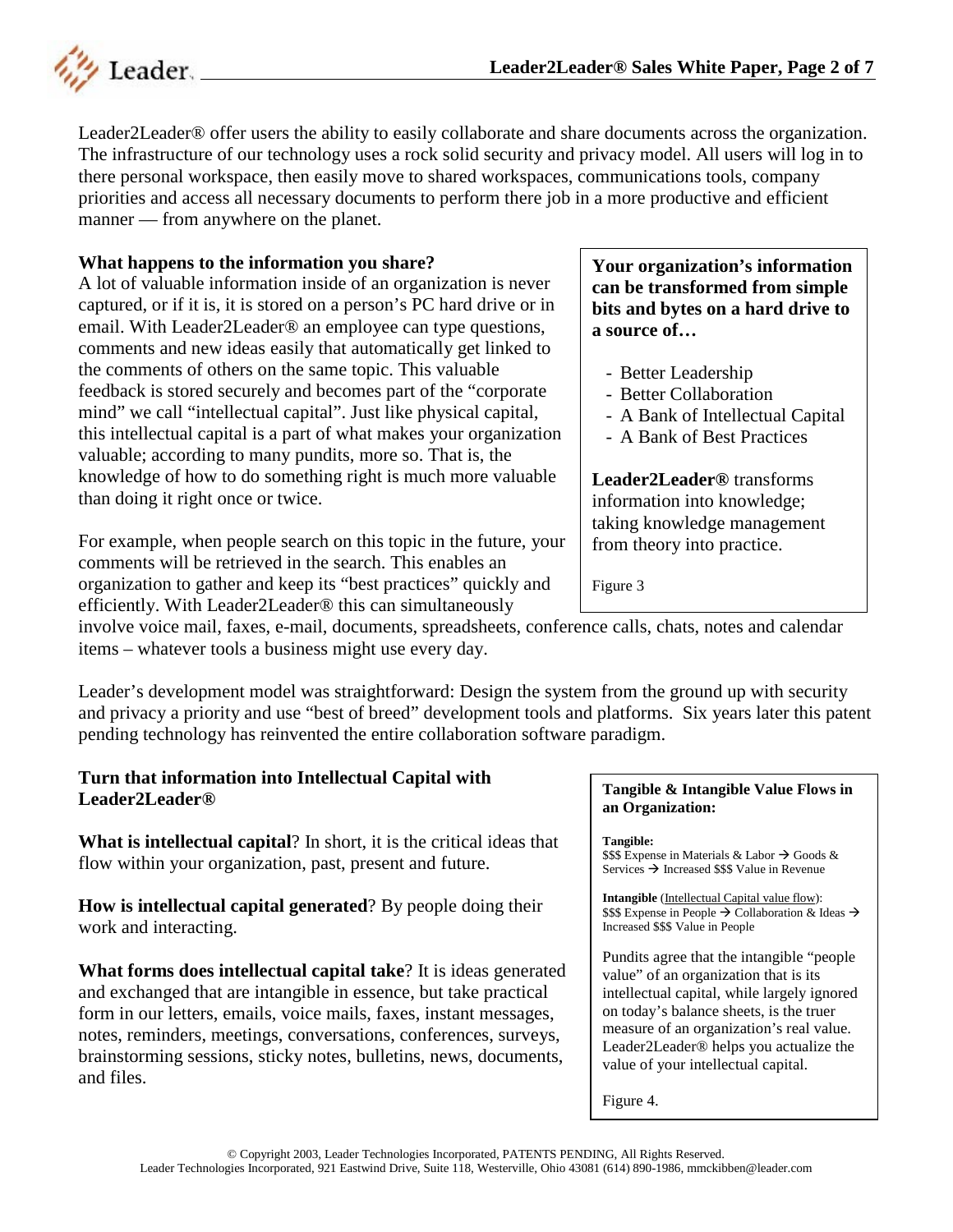Leader2Leader® offer users the ability to easily collaborate and share documents across the organization. The infrastructure of our technology uses a rock solid security and privacy model. All users will log in to there personal workspace, then easily move to shared workspaces, communications tools, company priorities and access all necessary documents to perform there job in a more productive and efficient manner — from anywhere on the planet.

**What happens to the information you share?**

A lot of valuable information inside of an organization is never captured, or if it is, it is stored on a person's PC hard drive or in email. With Leader2Leader® an employee can type questions, comments and new ideas easily that automatically get linked to the comments of others on the same topic. This valuable feedback is stored securely and becomes part of the "corporate mind" we call "intellectual capital". Just like physical capital, this intellectual capital is a part of what makes your organization valuable; according to many pundits, more so. That is, the knowledge of how to do something right is much more valuable than doing it right once or twice.

For example, when people search on this topic in the future, your comments will be retrieved in the search. This enables an organization to gather and keep its "best practices" quickly and efficiently. With Leader2Leader® this can simultaneously involve voice mail, faxes, e-mail, documents, spreadsheets, conference calls, chats, notes and calendar items – whatever tools a business might use every day.

**Your organization's information can be transformed from simple bits and bytes on a hard drive to a source of…**

- Better Leadership
- Better Collaboration
- A Bank of Intellectual Capital
- A Bank of Best Practices

**Leader2Leader®** transforms information into knowledge; taking knowledge management from theory into practice.

Figure 3

Leader's development model was straightforward: Design the system from the ground up with security and privacy a priority and use "best of breed" development tools and platforms. Six years later this patent pending technology has reinvented the entire collaboration software paradigm.

**Turn that information into Intellectual Capital with Leader2Leader®**

**What is intellectual capital**? In short, it is the critical ideas that flow within your organization, past, present and future.

**How is intellectual capital generated**? By people doing their work and interacting.

**What forms does intellectual capital take**? It is ideas generated and exchanged that are intangible in essence, but take practical form in our letters, emails, voice mails, faxes, instant messages, notes, reminders, meetings, conversations, conferences, surveys, brainstorming sessions, sticky notes, bulletins, news, documents, and files.

**Tangible & Intangible Value Flows in an Organization:**

**Tangible:**
$$$ Expense in Materials & Labor → Goods & Services → Increased $$$ Value in Revenue

**Intangible** (Intellectual Capital value flow):
$$$ Expense in People → Collaboration & Ideas → Increased $$$ Value in People

Pundits agree that the intangible "people value" of an organization that is its intellectual capital, while largely ignored on today's balance sheets, is the truer measure of an organization's real value. Leader2Leader® helps you actualize the value of your intellectual capital.

Figure 4.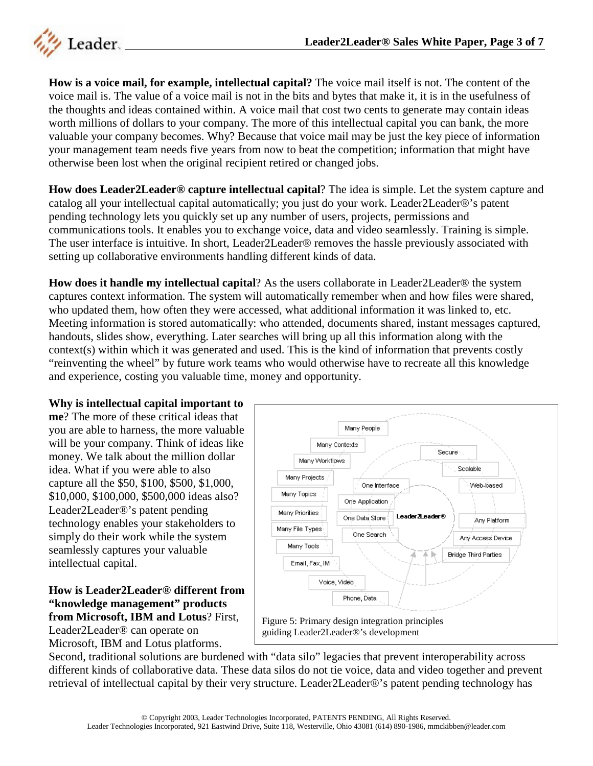**How is a voice mail, for example, intellectual capital?** The voice mail itself is not. The content of the voice mail is. The value of a voice mail is not in the bits and bytes that make it, it is in the usefulness of the thoughts and ideas contained within. A voice mail that cost two cents to generate may contain ideas worth millions of dollars to your company. The more of this intellectual capital you can bank, the more valuable your company becomes. Why? Because that voice mail may be just the key piece of information your management team needs five years from now to beat the competition; information that might have otherwise been lost when the original recipient retired or changed jobs.

**How does Leader2Leader® capture intellectual capital**? The idea is simple. Let the system capture and catalog all your intellectual capital automatically; you just do your work. Leader2Leader®'s patent pending technology lets you quickly set up any number of users, projects, permissions and communications tools. It enables you to exchange voice, data and video seamlessly. Training is simple. The user interface is intuitive. In short, Leader2Leader® removes the hassle previously associated with setting up collaborative environments handling different kinds of data.

**How does it handle my intellectual capital**? As the users collaborate in Leader2Leader® the system captures context information. The system will automatically remember when and how files were shared, who updated them, how often they were accessed, what additional information it was linked to, etc. Meeting information is stored automatically: who attended, documents shared, instant messages captured, handouts, slides show, everything. Later searches will bring up all this information along with the context(s) within which it was generated and used. This is the kind of information that prevents costly "reinventing the wheel" by future work teams who would otherwise have to recreate all this knowledge and experience, costing you valuable time, money and opportunity.

**Why is intellectual capital important to me**? The more of these critical ideas that you are able to harness, the more valuable will be your company. Think of ideas like money. We talk about the million dollar idea. What if you were able to also capture all the $50, $100, $500, $1,000, $10,000, $100,000, $500,000 ideas also? Leader2Leader®'s patent pending technology enables your stakeholders to simply do their work while the system seamlessly captures your valuable intellectual capital.

Many People
Many Contexts
Many Workflows
Many Projects
Many Topics
Many Priorities
Many File Types
Many Tools
Email, Fax, IM
Voice, Video
Phone, Data
One Interface
One Application
One Data Store
One Search
Leader2Leader®
Secure
Scalable
Web-based
Any Platform
Any Access Device
Bridge Third Parties

Figure 5: Primary design integration principles guiding Leader2Leader®'s development

**How is Leader2Leader® different from "knowledge management" products from Microsoft, IBM and Lotus**? First, Leader2Leader® can operate on Microsoft, IBM and Lotus platforms. Second, traditional solutions are burdened with "data silo" legacies that prevent interoperability across different kinds of collaborative data. These data silos do not tie voice, data and video together and prevent retrieval of intellectual capital by their very structure. Leader2Leader®'s patent pending technology has

© Copyright 2003, Leader Technologies Incorporated, PATENTS PENDING, All Rights Reserved.
Leader Technologies Incorporated, 921 Eastwind Drive, Suite 118, Westerville, Ohio 43081 (614) 890-1986, mmckibben@leader.com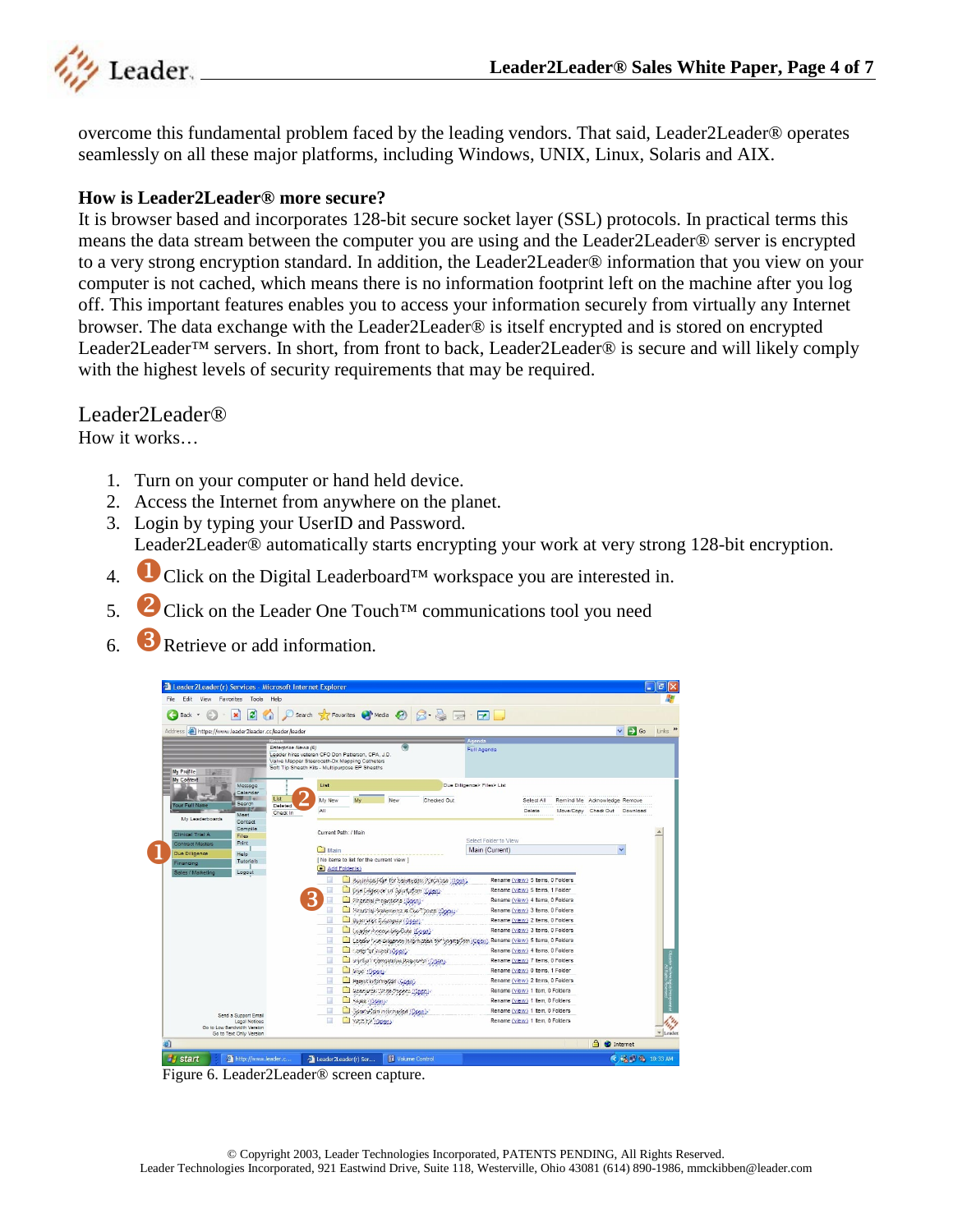overcome this fundamental problem faced by the leading vendors. That said, Leader2Leader® operates seamlessly on all these major platforms, including Windows, UNIX, Linux, Solaris and AIX.

**How is Leader2Leader® more secure?**

It is browser based and incorporates 128-bit secure socket layer (SSL) protocols. In practical terms this means the data stream between the computer you are using and the Leader2Leader® server is encrypted to a very strong encryption standard. In addition, the Leader2Leader® information that you view on your computer is not cached, which means there is no information footprint left on the machine after you log off. This important features enables you to access your information securely from virtually any Internet browser. The data exchange with the Leader2Leader® is itself encrypted and is stored on encrypted Leader2Leader™ servers. In short, from front to back, Leader2Leader® is secure and will likely comply with the highest levels of security requirements that may be required.

## Leader2Leader®

How it works…

1. Turn on your computer or hand held device.
2. Access the Internet from anywhere on the planet.
3. Login by typing your UserID and Password.
   Leader2Leader® automatically starts encrypting your work at very strong 128-bit encryption.
4. ❶ Click on the Digital Leaderboard™ workspace you are interested in.
5. ❷ Click on the Leader One Touch™ communications tool you need
6. ❸ Retrieve or add information.

Figure 6. Leader2Leader® screen capture.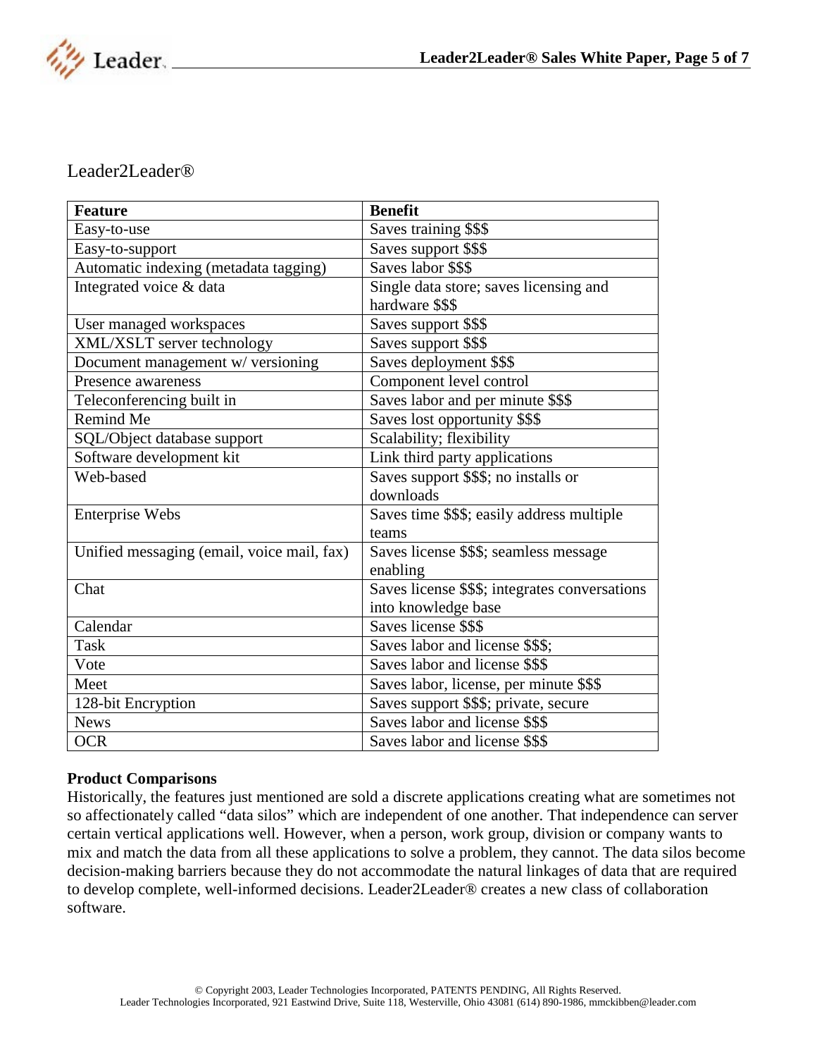Leader2Leader®

| Feature | Benefit |
|---|---|
| Easy-to-use | Saves training $$$ |
| Easy-to-support | Saves support $$$ |
| Automatic indexing (metadata tagging) | Saves labor $$$ |
| Integrated voice & data | Single data store; saves licensing and hardware $$$ |
| User managed workspaces | Saves support $$$ |
| XML/XSLT server technology | Saves support $$$ |
| Document management w/ versioning | Saves deployment $$$ |
| Presence awareness | Component level control |
| Teleconferencing built in | Saves labor and per minute $$$ |
| Remind Me | Saves lost opportunity $$$ |
| SQL/Object database support | Scalability; flexibility |
| Software development kit | Link third party applications |
| Web-based | Saves support $$$; no installs or downloads |
| Enterprise Webs | Saves time $$$; easily address multiple teams |
| Unified messaging (email, voice mail, fax) | Saves license $$$; seamless message enabling |
| Chat | Saves license $$$; integrates conversations into knowledge base |
| Calendar | Saves license $$$ |
| Task | Saves labor and license $$$; |
| Vote | Saves labor and license $$$ |
| Meet | Saves labor, license, per minute $$$ |
| 128-bit Encryption | Saves support $$$; private, secure |
| News | Saves labor and license $$$ |
| OCR | Saves labor and license $$$ |

**Product Comparisons**

Historically, the features just mentioned are sold a discrete applications creating what are sometimes not so affectionately called "data silos" which are independent of one another. That independence can server certain vertical applications well. However, when a person, work group, division or company wants to mix and match the data from all these applications to solve a problem, they cannot. The data silos become decision-making barriers because they do not accommodate the natural linkages of data that are required to develop complete, well-informed decisions. Leader2Leader® creates a new class of collaboration software.

© Copyright 2003, Leader Technologies Incorporated, PATENTS PENDING, All Rights Reserved.
Leader Technologies Incorporated, 921 Eastwind Drive, Suite 118, Westerville, Ohio 43081 (614) 890-1986, mmckibben@leader.com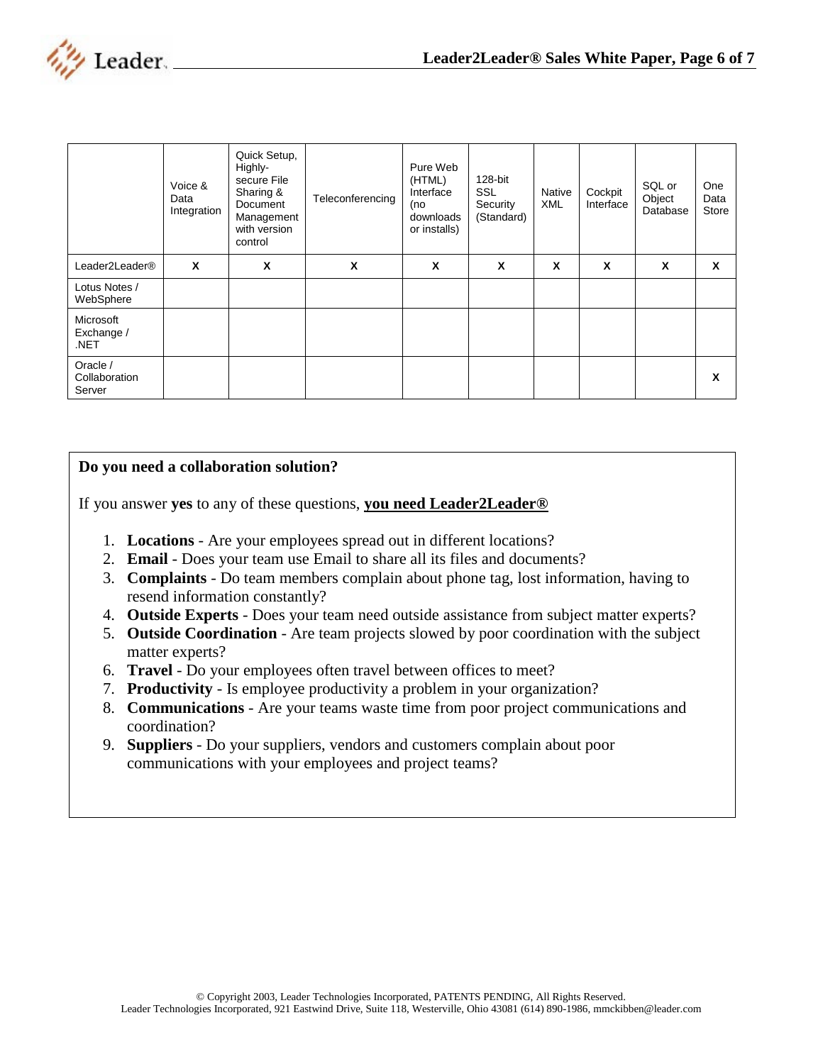| | Voice & Data Integration | Quick Setup, Highly-secure File Sharing & Document Management with version control | Teleconferencing | Pure Web (HTML) Interface (no downloads or installs) | 128-bit SSL Security (Standard) | Native XML | Cockpit Interface | SQL or Object Database | One Data Store |
|---|---|---|---|---|---|---|---|---|---|
| Leader2Leader® | X | X | X | X | X | X | X | X | X |
| Lotus Notes / WebSphere | | | | | | | | | |
| Microsoft Exchange / .NET | | | | | | | | | |
| Oracle / Collaboration Server | | | | | | | | | X |

**Do you need a collaboration solution?**

If you answer **yes** to any of these questions, **<u>you need Leader2Leader®</u>**

1. **Locations** - Are your employees spread out in different locations?
2. **Email** - Does your team use Email to share all its files and documents?
3. **Complaints** - Do team members complain about phone tag, lost information, having to resend information constantly?
4. **Outside Experts** - Does your team need outside assistance from subject matter experts?
5. **Outside Coordination** - Are team projects slowed by poor coordination with the subject matter experts?
6. **Travel** - Do your employees often travel between offices to meet?
7. **Productivity** - Is employee productivity a problem in your organization?
8. **Communications** - Are your teams waste time from poor project communications and coordination?
9. **Suppliers** - Do your suppliers, vendors and customers complain about poor communications with your employees and project teams?

© Copyright 2003, Leader Technologies Incorporated, PATENTS PENDING, All Rights Reserved.
Leader Technologies Incorporated, 921 Eastwind Drive, Suite 118, Westerville, Ohio 43081 (614) 890-1986, mmckibben@leader.com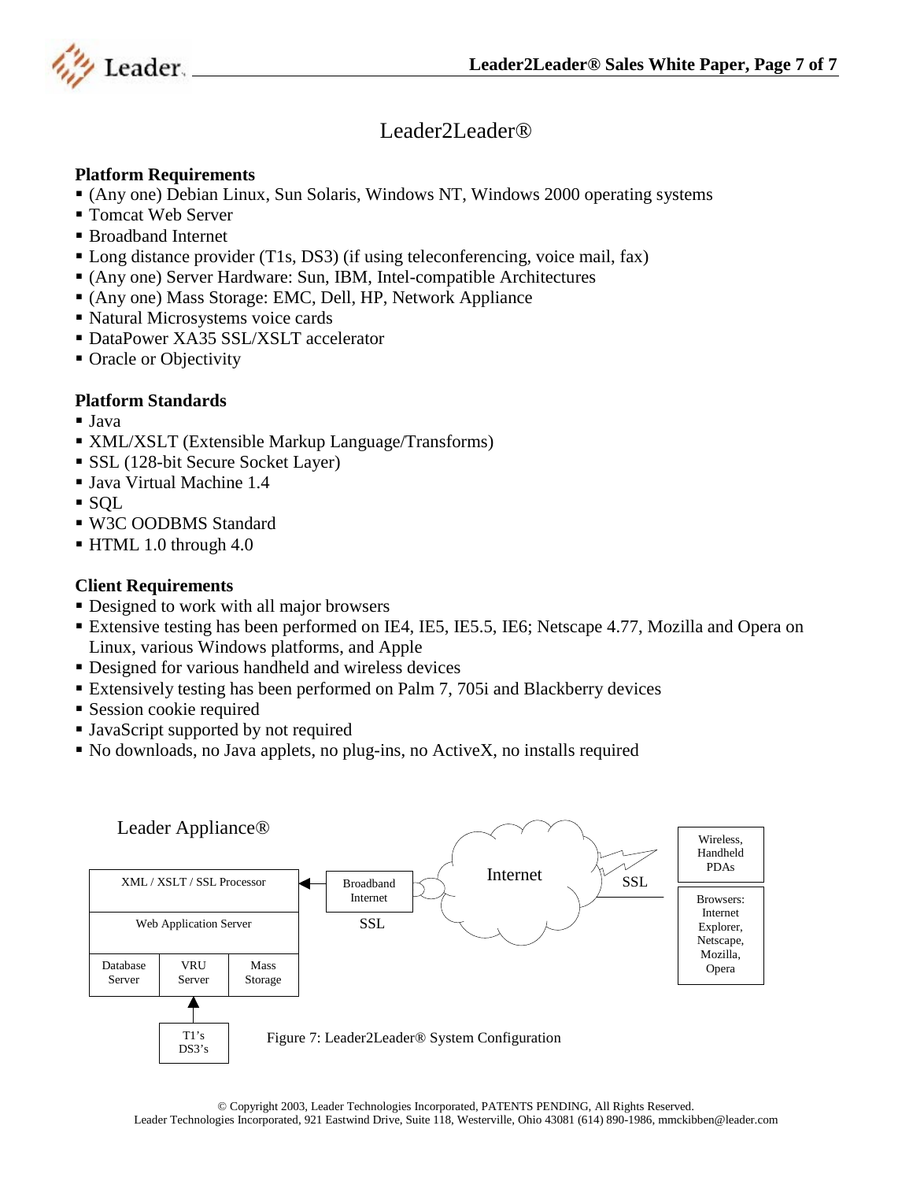# Leader2Leader®

## Platform Requirements

- (Any one) Debian Linux, Sun Solaris, Windows NT, Windows 2000 operating systems
- Tomcat Web Server
- Broadband Internet
- Long distance provider (T1s, DS3) (if using teleconferencing, voice mail, fax)
- (Any one) Server Hardware: Sun, IBM, Intel-compatible Architectures
- (Any one) Mass Storage: EMC, Dell, HP, Network Appliance
- Natural Microsystems voice cards
- DataPower XA35 SSL/XSLT accelerator
- Oracle or Objectivity

## Platform Standards

- Java
- XML/XSLT (Extensible Markup Language/Transforms)
- SSL (128-bit Secure Socket Layer)
- Java Virtual Machine 1.4
- SQL
- W3C OODBMS Standard
- HTML 1.0 through 4.0

## Client Requirements

- Designed to work with all major browsers
- Extensive testing has been performed on IE4, IE5, IE5.5, IE6; Netscape 4.77, Mozilla and Opera on Linux, various Windows platforms, and Apple
- Designed for various handheld and wireless devices
- Extensively testing has been performed on Palm 7, 705i and Blackberry devices
- Session cookie required
- JavaScript supported by not required
- No downloads, no Java applets, no plug-ins, no ActiveX, no installs required

Leader Appliance®

XML / XSLT / SSL Processor

Web Application Server

Database Server

VRU Server

Mass Storage

T1's DS3's

Broadband Internet

SSL

Internet

SSL

Wireless, Handheld PDAs

Browsers: Internet Explorer, Netscape, Mozilla, Opera

Figure 7: Leader2Leader® System Configuration

© Copyright 2003, Leader Technologies Incorporated, PATENTS PENDING, All Rights Reserved.
Leader Technologies Incorporated, 921 Eastwind Drive, Suite 118, Westerville, Ohio 43081 (614) 890-1986, mmckibben@leader.com